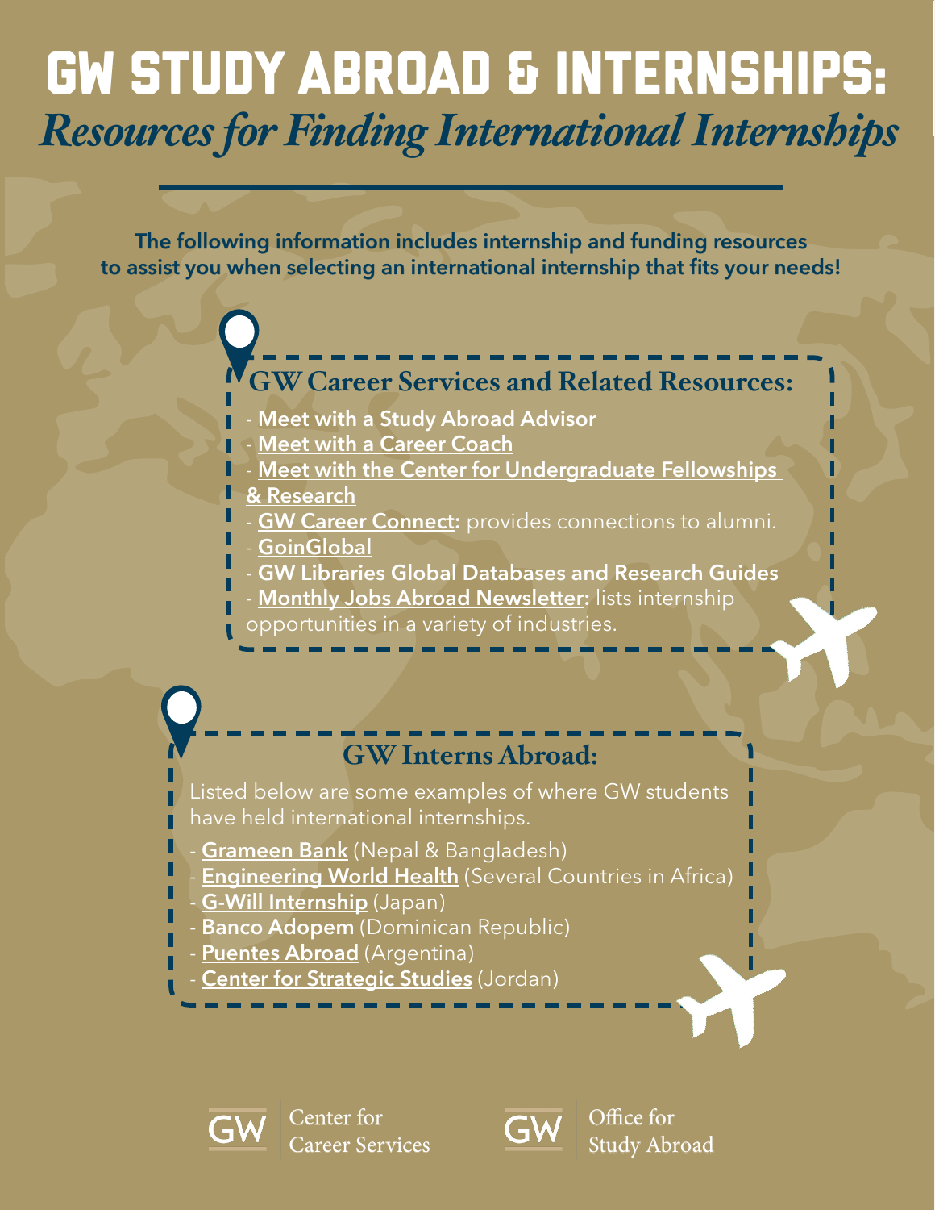# GW STUDY ABROAD & INTERNSHIPS:

## *Resources for Finding International Internships*

**The following information includes internship and funding resources to assist you when selecting an international internship that fits your needs!**

### GW Career Services and Related Resources:

- **Meet with a Study Abroad Advisor**
- **Meet with a Career Coach**
- **Meet with the Center for Undergraduate Fellowships & Research**
- **GW Career Connect:** provides connections to alumni.
- **GoinGlobal**
- **GW Libraries Global Databases and Research Guides**
- **Monthly Jobs Abroad Newsletter:** lists internship opportunities in a variety of industries.

### GW Interns Abroad:

Listed below are some examples of where GW students have held international internships.

- **Grameen Bank** (Nepal & Bangladesh)
- **Engineering World Health** (Several Countries in Africa)
- **G-Will Internship** (Japan)
- **Banco Adopem** (Dominican Republic)
- **Puentes Abroad** (Argentina)
- **Center for Strategic Studies** (Jordan)

GW Center for Career Services

GW Office for Study Abroad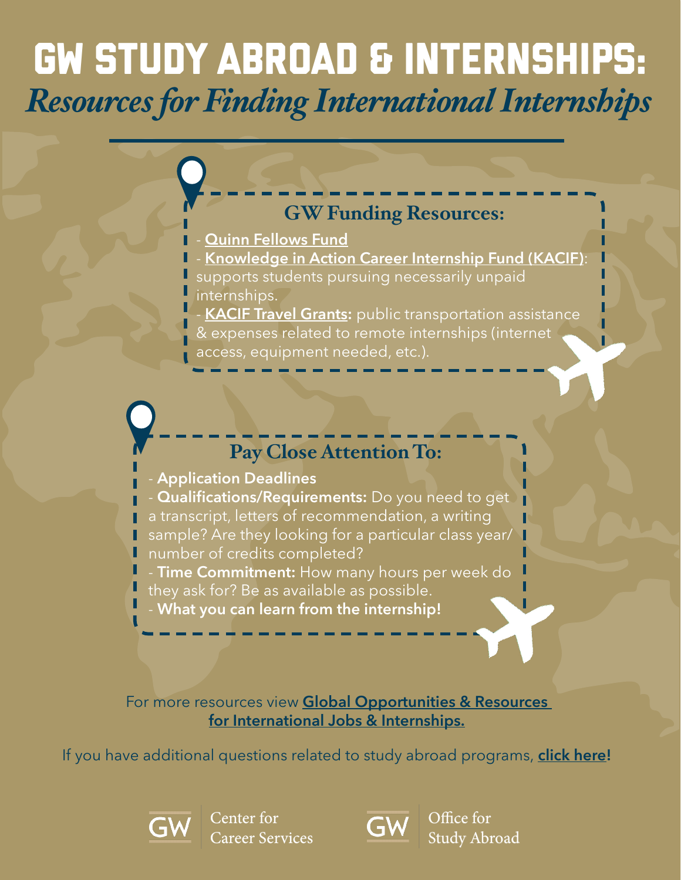# GW STUDY ABROAD & INTERNSHIPS:

## *Resources for Finding International Internships*

### GW Funding Resources:

- **Quinn Fellows Fund**
- **Knowledge in Action Career Internship Fund (KACIF)**: supports students pursuing necessarily unpaid internships.
- **KACIF Travel Grants:** public transportation assistance & expenses related to remote internships (internet access, equipment needed, etc.).

### Pay Close Attention To:

- **Application Deadlines**
- **Qualifications/Requirements:** Do you need to get a transcript, letters of recommendation, a writing sample? Are they looking for a particular class year/ number of credits completed?
- **Time Commitment:** How many hours per week do they ask for? Be as available as possible.
- **What you can learn from the internship!**

For more resources view **Global Opportunities & Resources for International Jobs & Internships.**

If you have additional questions related to study abroad programs, **click here!**

GW Center for Career Services

GW Office for Study Abroad